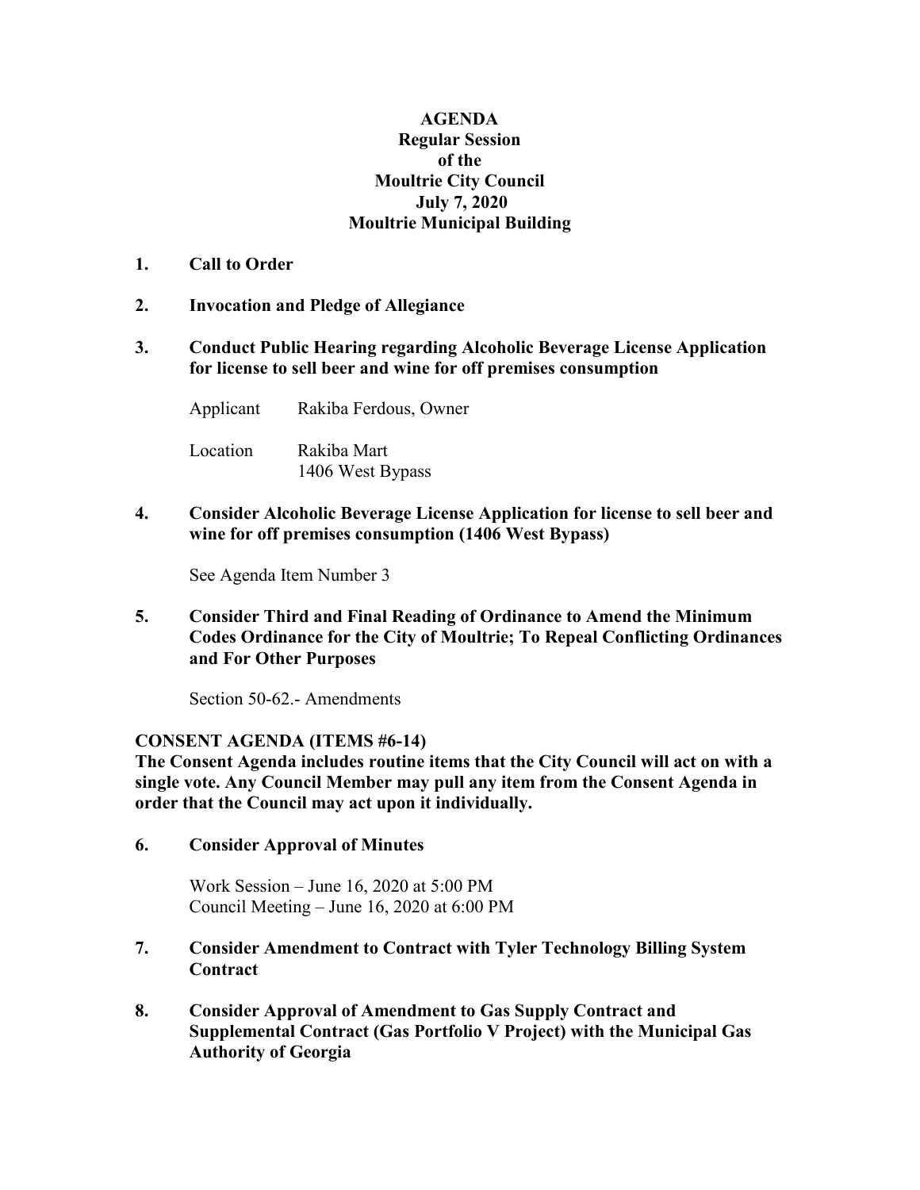# AGENDA
## Regular Session
## of the
## Moultrie City Council
## July 7, 2020
## Moultrie Municipal Building

1. **Call to Order**

2. **Invocation and Pledge of Allegiance**

3. **Conduct Public Hearing regarding Alcoholic Beverage License Application for license to sell beer and wine for off premises consumption**

   Applicant     Rakiba Ferdous, Owner

   Location     Rakiba Mart
                1406 West Bypass

4. **Consider Alcoholic Beverage License Application for license to sell beer and wine for off premises consumption (1406 West Bypass)**

   See Agenda Item Number 3

5. **Consider Third and Final Reading of Ordinance to Amend the Minimum Codes Ordinance for the City of Moultrie; To Repeal Conflicting Ordinances and For Other Purposes**

   Section 50-62.- Amendments

**CONSENT AGENDA (ITEMS #6-14)**

**The Consent Agenda includes routine items that the City Council will act on with a single vote. Any Council Member may pull any item from the Consent Agenda in order that the Council may act upon it individually.**

6. **Consider Approval of Minutes**

   Work Session – June 16, 2020 at 5:00 PM
   Council Meeting – June 16, 2020 at 6:00 PM

7. **Consider Amendment to Contract with Tyler Technology Billing System Contract**

8. **Consider Approval of Amendment to Gas Supply Contract and Supplemental Contract (Gas Portfolio V Project) with the Municipal Gas Authority of Georgia**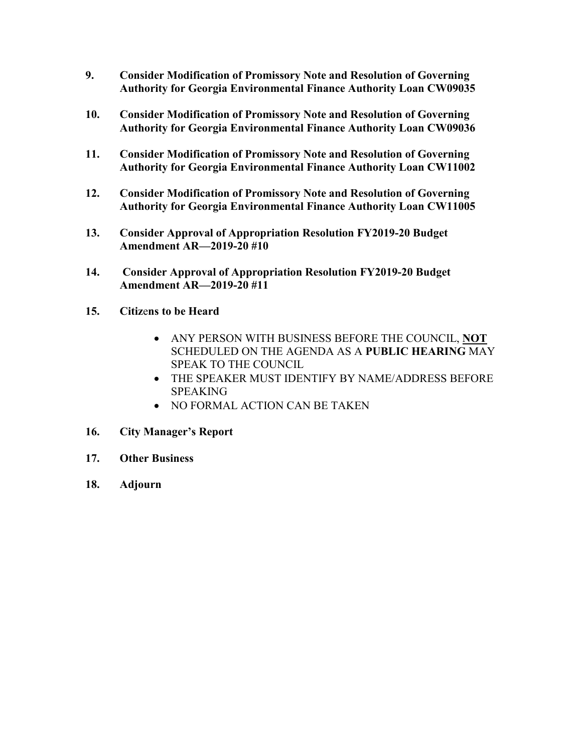9. **Consider Modification of Promissory Note and Resolution of Governing Authority for Georgia Environmental Finance Authority Loan CW09035**

10. **Consider Modification of Promissory Note and Resolution of Governing Authority for Georgia Environmental Finance Authority Loan CW09036**

11. **Consider Modification of Promissory Note and Resolution of Governing Authority for Georgia Environmental Finance Authority Loan CW11002**

12. **Consider Modification of Promissory Note and Resolution of Governing Authority for Georgia Environmental Finance Authority Loan CW11005**

13. **Consider Approval of Appropriation Resolution FY2019-20 Budget Amendment AR—2019-20 #10**

14. **Consider Approval of Appropriation Resolution FY2019-20 Budget Amendment AR—2019-20 #11**

15. **Citizens to be Heard**

    - ANY PERSON WITH BUSINESS BEFORE THE COUNCIL, **NOT** SCHEDULED ON THE AGENDA AS A **PUBLIC HEARING** MAY SPEAK TO THE COUNCIL
    - THE SPEAKER MUST IDENTIFY BY NAME/ADDRESS BEFORE SPEAKING
    - NO FORMAL ACTION CAN BE TAKEN

16. **City Manager's Report**

17. **Other Business**

18. **Adjourn**